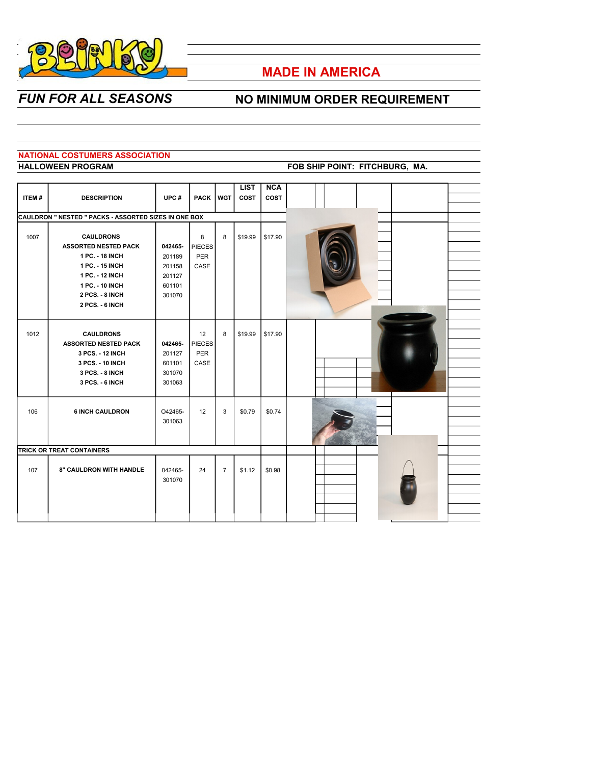# BLINKY

## MADE IN AMERICA

## *FUN FOR ALL SEASONS*

## NO MINIMUM ORDER REQUIREMENT

**NATIONAL COSTUMERS ASSOCIATION**

**HALLOWEEN PROGRAM** **FOB SHIP POINT: FITCHBURG, MA.**

| ITEM # | DESCRIPTION | UPC # | PACK | WGT | LIST COST | NCA COST |
|---|---|---|---|---|---|---|
| **CAULDRON " NESTED " PACKS - ASSORTED SIZES IN ONE BOX** | | | | | | |
| 1007 | **CAULDRONS**<br>**ASSORTED NESTED PACK**<br>**1 PC. - 18 INCH**<br>**1 PC. - 15 INCH**<br>**1 PC. - 12 INCH**<br>**1 PC. - 10 INCH**<br>**2 PCS. - 8 INCH**<br>**2 PCS. - 6 INCH** | **042465-**<br>201189<br>201158<br>201127<br>601101<br>301070 | 8 PIECES PER CASE | 8 | $19.99 | $17.90 |
| 1012 | **CAULDRONS**<br>**ASSORTED NESTED PACK**<br>**3 PCS. - 12 INCH**<br>**3 PCS. - 10 INCH**<br>**3 PCS. - 8 INCH**<br>**3 PCS. - 6 INCH** | **042465-**<br>201127<br>601101<br>301070<br>301063 | 12 PIECES PER CASE | 8 | $19.99 | $17.90 |
| 106 | **6 INCH CAULDRON** | O42465-<br>301063 | 12 | 3 | $0.79 | $0.74 |
| **TRICK OR TREAT CONTAINERS** | | | | | | |
| 107 | **8" CAULDRON WITH HANDLE** | 042465-<br>301070 | 24 | 7 | $1.12 | $0.98 |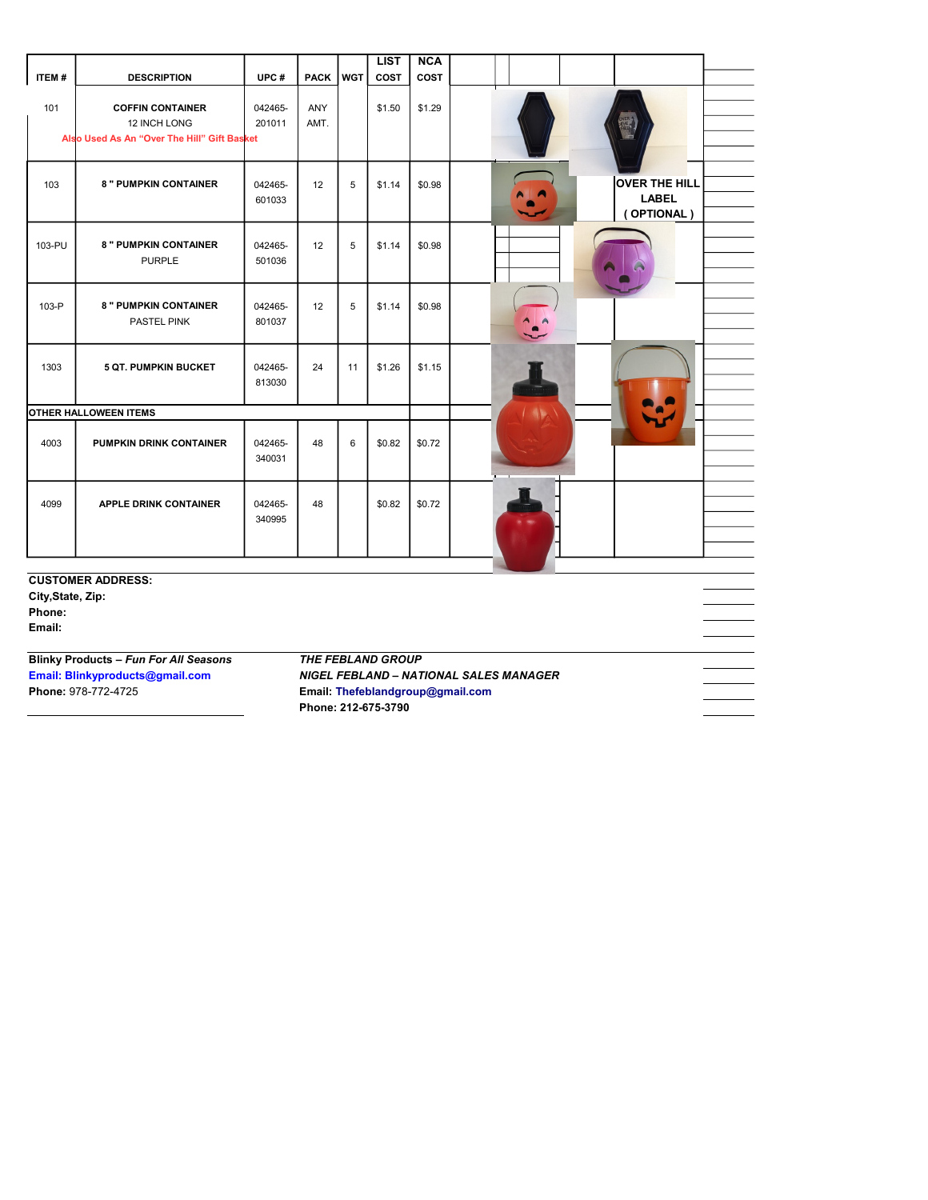| ITEM # | DESCRIPTION | UPC # | PACK | WGT | LIST COST | NCA COST |
|---|---|---|---|---|---|---|
| 101 | **COFFIN CONTAINER** 12 INCH LONG Also Used As An "Over The Hill" Gift Basket | 042465-201011 | ANY AMT. | | $1.50 | $1.29 |
| 103 | **8 " PUMPKIN CONTAINER** | 042465-601033 | 12 | 5 | $1.14 | $0.98 |
| 103-PU | **8 " PUMPKIN CONTAINER** PURPLE | 042465-501036 | 12 | 5 | $1.14 | $0.98 |
| 103-P | **8 " PUMPKIN CONTAINER** PASTEL PINK | 042465-801037 | 12 | 5 | $1.14 | $0.98 |
| 1303 | **5 QT. PUMPKIN BUCKET** | 042465-813030 | 24 | 11 | $1.26 | $1.15 |
| **OTHER HALLOWEEN ITEMS** | | | | | | |
| 4003 | **PUMPKIN DRINK CONTAINER** | 042465-340031 | 48 | 6 | $0.82 | $0.72 |
| 4099 | **APPLE DRINK CONTAINER** | 042465-340995 | 48 | | $0.82 | $0.72 |

**OVER THE HILL LABEL ( OPTIONAL )**

**CUSTOMER ADDRESS:**
**City,State, Zip:**
**Phone:**
**Email:**

**Blinky Products – *Fun For All Seasons***
**Email: Blinkyproducts@gmail.com**
**Phone:** 978-772-4725

***THE FEBLAND GROUP***
***NIGEL FEBLAND – NATIONAL SALES MANAGER***
**Email: Thefeblandgroup@gmail.com**
**Phone: 212-675-3790**